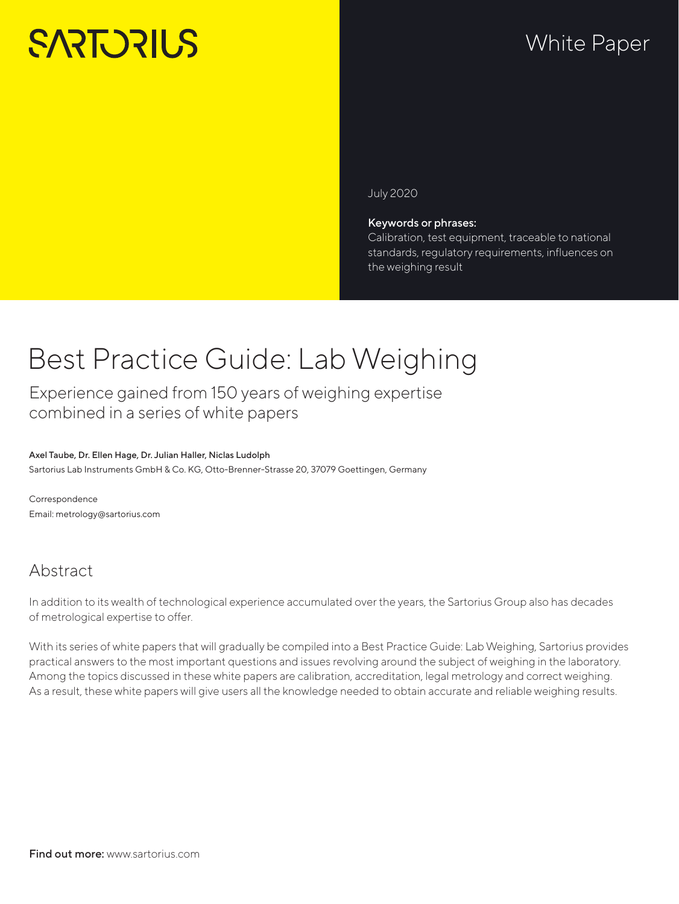SARTORIUS

White Paper

July 2020

**Keywords or phrases:**
Calibration, test equipment, traceable to national standards, regulatory requirements, influences on the weighing result

# Best Practice Guide: Lab Weighing

Experience gained from 150 years of weighing expertise combined in a series of white papers

**Axel Taube, Dr. Ellen Hage, Dr. Julian Haller, Niclas Ludolph**
Sartorius Lab Instruments GmbH & Co. KG, Otto-Brenner-Strasse 20, 37079 Goettingen, Germany

Correspondence
Email: metrology@sartorius.com

## Abstract

In addition to its wealth of technological experience accumulated over the years, the Sartorius Group also has decades of metrological expertise to offer.

With its series of white papers that will gradually be compiled into a Best Practice Guide: Lab Weighing, Sartorius provides practical answers to the most important questions and issues revolving around the subject of weighing in the laboratory. Among the topics discussed in these white papers are calibration, accreditation, legal metrology and correct weighing. As a result, these white papers will give users all the knowledge needed to obtain accurate and reliable weighing results.

**Find out more:** www.sartorius.com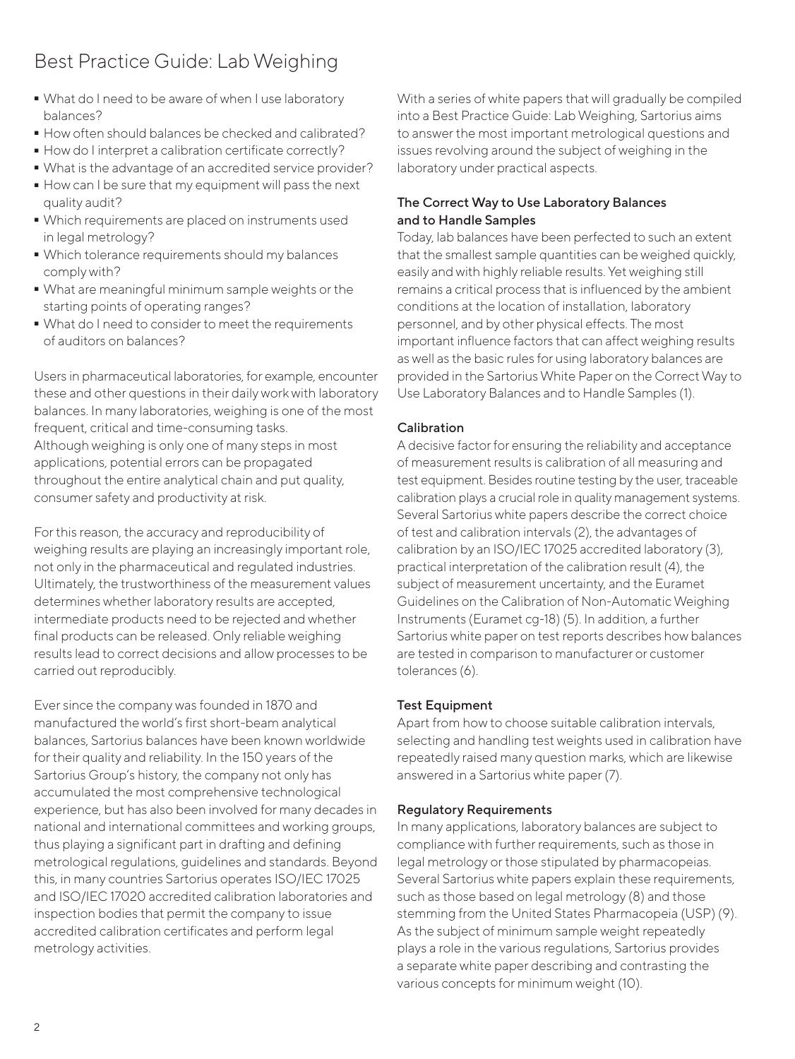# Best Practice Guide: Lab Weighing

- What do I need to be aware of when I use laboratory balances?
- How often should balances be checked and calibrated?
- How do I interpret a calibration certificate correctly?
- What is the advantage of an accredited service provider?
- How can I be sure that my equipment will pass the next quality audit?
- Which requirements are placed on instruments used in legal metrology?
- Which tolerance requirements should my balances comply with?
- What are meaningful minimum sample weights or the starting points of operating ranges?
- What do I need to consider to meet the requirements of auditors on balances?

Users in pharmaceutical laboratories, for example, encounter these and other questions in their daily work with laboratory balances. In many laboratories, weighing is one of the most frequent, critical and time-consuming tasks. Although weighing is only one of many steps in most applications, potential errors can be propagated throughout the entire analytical chain and put quality, consumer safety and productivity at risk.

For this reason, the accuracy and reproducibility of weighing results are playing an increasingly important role, not only in the pharmaceutical and regulated industries. Ultimately, the trustworthiness of the measurement values determines whether laboratory results are accepted, intermediate products need to be rejected and whether final products can be released. Only reliable weighing results lead to correct decisions and allow processes to be carried out reproducibly.

Ever since the company was founded in 1870 and manufactured the world's first short-beam analytical balances, Sartorius balances have been known worldwide for their quality and reliability. In the 150 years of the Sartorius Group's history, the company not only has accumulated the most comprehensive technological experience, but has also been involved for many decades in national and international committees and working groups, thus playing a significant part in drafting and defining metrological regulations, guidelines and standards. Beyond this, in many countries Sartorius operates ISO/IEC 17025 and ISO/IEC 17020 accredited calibration laboratories and inspection bodies that permit the company to issue accredited calibration certificates and perform legal metrology activities.

With a series of white papers that will gradually be compiled into a Best Practice Guide: Lab Weighing, Sartorius aims to answer the most important metrological questions and issues revolving around the subject of weighing in the laboratory under practical aspects.

### The Correct Way to Use Laboratory Balances and to Handle Samples

Today, lab balances have been perfected to such an extent that the smallest sample quantities can be weighed quickly, easily and with highly reliable results. Yet weighing still remains a critical process that is influenced by the ambient conditions at the location of installation, laboratory personnel, and by other physical effects. The most important influence factors that can affect weighing results as well as the basic rules for using laboratory balances are provided in the Sartorius White Paper on the Correct Way to Use Laboratory Balances and to Handle Samples (1).

### Calibration

A decisive factor for ensuring the reliability and acceptance of measurement results is calibration of all measuring and test equipment. Besides routine testing by the user, traceable calibration plays a crucial role in quality management systems. Several Sartorius white papers describe the correct choice of test and calibration intervals (2), the advantages of calibration by an ISO/IEC 17025 accredited laboratory (3), practical interpretation of the calibration result (4), the subject of measurement uncertainty, and the Euramet Guidelines on the Calibration of Non-Automatic Weighing Instruments (Euramet cg-18) (5). In addition, a further Sartorius white paper on test reports describes how balances are tested in comparison to manufacturer or customer tolerances (6).

### Test Equipment

Apart from how to choose suitable calibration intervals, selecting and handling test weights used in calibration have repeatedly raised many question marks, which are likewise answered in a Sartorius white paper (7).

### Regulatory Requirements

In many applications, laboratory balances are subject to compliance with further requirements, such as those in legal metrology or those stipulated by pharmacopeias. Several Sartorius white papers explain these requirements, such as those based on legal metrology (8) and those stemming from the United States Pharmacopeia (USP) (9). As the subject of minimum sample weight repeatedly plays a role in the various regulations, Sartorius provides a separate white paper describing and contrasting the various concepts for minimum weight (10).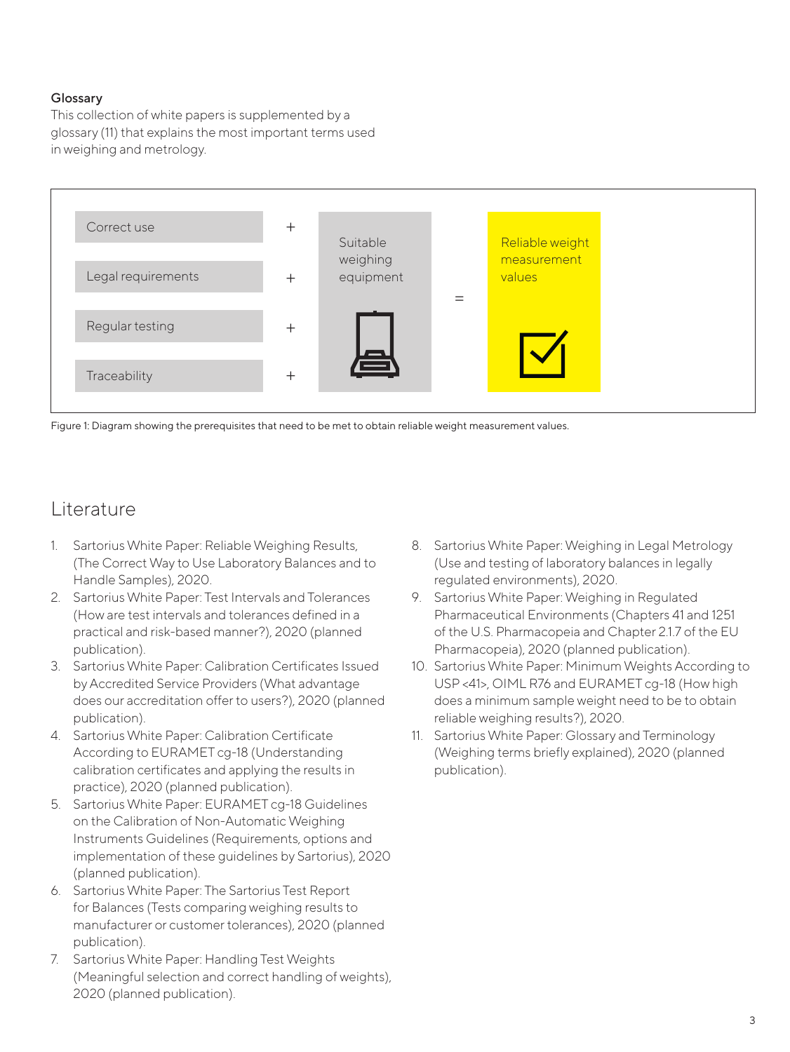**Glossary**

This collection of white papers is supplemented by a glossary (11) that explains the most important terms used in weighing and metrology.

| | | | | |
|---|---|---|---|---|
| Correct use | + | Suitable weighing equipment | = | Reliable weight measurement values |
| Legal requirements | + | | | |
| Regular testing | + | | | |
| Traceability | + | | | |

Figure 1: Diagram showing the prerequisites that need to be met to obtain reliable weight measurement values.

## Literature

1. Sartorius White Paper: Reliable Weighing Results, (The Correct Way to Use Laboratory Balances and to Handle Samples), 2020.
2. Sartorius White Paper: Test Intervals and Tolerances (How are test intervals and tolerances defined in a practical and risk-based manner?), 2020 (planned publication).
3. Sartorius White Paper: Calibration Certificates Issued by Accredited Service Providers (What advantage does our accreditation offer to users?), 2020 (planned publication).
4. Sartorius White Paper: Calibration Certificate According to EURAMET cg-18 (Understanding calibration certificates and applying the results in practice), 2020 (planned publication).
5. Sartorius White Paper: EURAMET cg-18 Guidelines on the Calibration of Non-Automatic Weighing Instruments Guidelines (Requirements, options and implementation of these guidelines by Sartorius), 2020 (planned publication).
6. Sartorius White Paper: The Sartorius Test Report for Balances (Tests comparing weighing results to manufacturer or customer tolerances), 2020 (planned publication).
7. Sartorius White Paper: Handling Test Weights (Meaningful selection and correct handling of weights), 2020 (planned publication).
8. Sartorius White Paper: Weighing in Legal Metrology (Use and testing of laboratory balances in legally regulated environments), 2020.
9. Sartorius White Paper: Weighing in Regulated Pharmaceutical Environments (Chapters 41 and 1251 of the U.S. Pharmacopeia and Chapter 2.1.7 of the EU Pharmacopeia), 2020 (planned publication).
10. Sartorius White Paper: Minimum Weights According to USP <41>, OIML R76 and EURAMET cg-18 (How high does a minimum sample weight need to be to obtain reliable weighing results?), 2020.
11. Sartorius White Paper: Glossary and Terminology (Weighing terms briefly explained), 2020 (planned publication).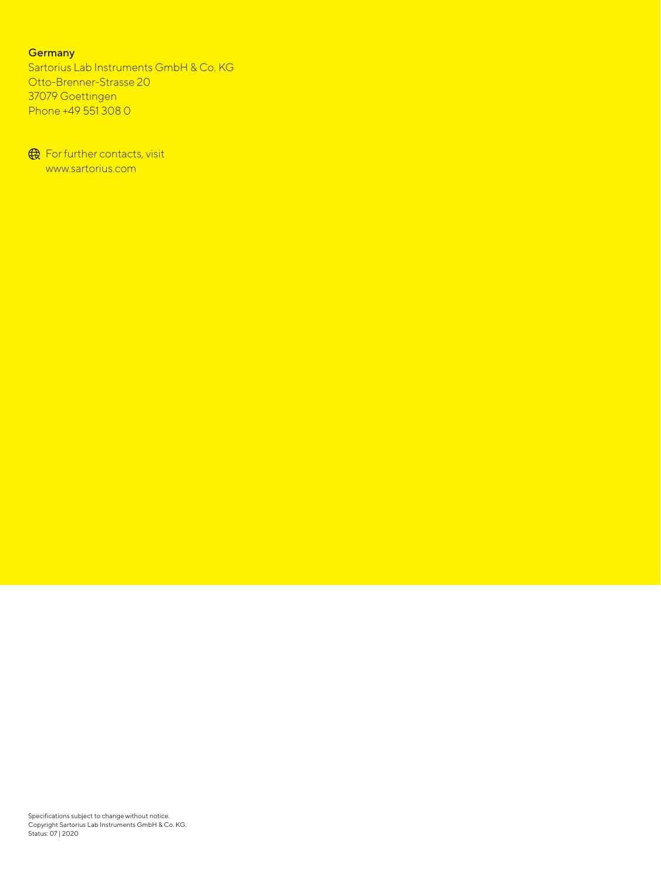**Germany**

Sartorius Lab Instruments GmbH & Co. KG
Otto-Brenner-Strasse 20
37079 Goettingen
Phone +49 551 308 0

For further contacts, visit
www.sartorius.com

Specifications subject to change without notice.
Copyright Sartorius Lab Instruments GmbH & Co. KG.
Status: 07 | 2020